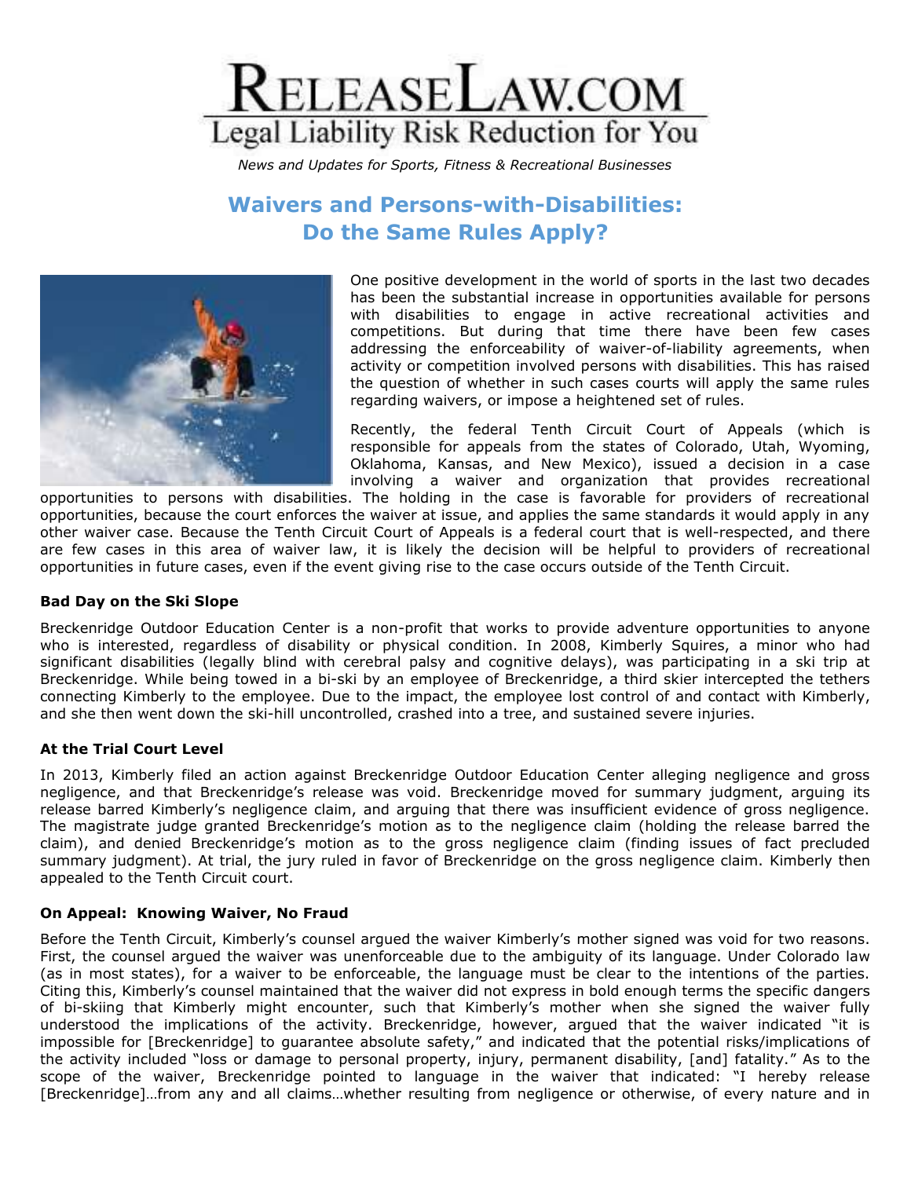# RELEASELAW.COM

Legal Liability Risk Reduction for You

*News and Updates for Sports, Fitness & Recreational Businesses*

## Waivers and Persons-with-Disabilities: Do the Same Rules Apply?

One positive development in the world of sports in the last two decades has been the substantial increase in opportunities available for persons with disabilities to engage in active recreational activities and competitions. But during that time there have been few cases addressing the enforceability of waiver-of-liability agreements, when activity or competition involved persons with disabilities. This has raised the question of whether in such cases courts will apply the same rules regarding waivers, or impose a heightened set of rules.

Recently, the federal Tenth Circuit Court of Appeals (which is responsible for appeals from the states of Colorado, Utah, Wyoming, Oklahoma, Kansas, and New Mexico), issued a decision in a case involving a waiver and organization that provides recreational opportunities to persons with disabilities. The holding in the case is favorable for providers of recreational opportunities, because the court enforces the waiver at issue, and applies the same standards it would apply in any other waiver case. Because the Tenth Circuit Court of Appeals is a federal court that is well-respected, and there are few cases in this area of waiver law, it is likely the decision will be helpful to providers of recreational opportunities in future cases, even if the event giving rise to the case occurs outside of the Tenth Circuit.

**Bad Day on the Ski Slope**

Breckenridge Outdoor Education Center is a non-profit that works to provide adventure opportunities to anyone who is interested, regardless of disability or physical condition. In 2008, Kimberly Squires, a minor who had significant disabilities (legally blind with cerebral palsy and cognitive delays), was participating in a ski trip at Breckenridge. While being towed in a bi-ski by an employee of Breckenridge, a third skier intercepted the tethers connecting Kimberly to the employee. Due to the impact, the employee lost control of and contact with Kimberly, and she then went down the ski-hill uncontrolled, crashed into a tree, and sustained severe injuries.

**At the Trial Court Level**

In 2013, Kimberly filed an action against Breckenridge Outdoor Education Center alleging negligence and gross negligence, and that Breckenridge's release was void. Breckenridge moved for summary judgment, arguing its release barred Kimberly's negligence claim, and arguing that there was insufficient evidence of gross negligence. The magistrate judge granted Breckenridge's motion as to the negligence claim (holding the release barred the claim), and denied Breckenridge's motion as to the gross negligence claim (finding issues of fact precluded summary judgment). At trial, the jury ruled in favor of Breckenridge on the gross negligence claim. Kimberly then appealed to the Tenth Circuit court.

**On Appeal: Knowing Waiver, No Fraud**

Before the Tenth Circuit, Kimberly's counsel argued the waiver Kimberly's mother signed was void for two reasons. First, the counsel argued the waiver was unenforceable due to the ambiguity of its language. Under Colorado law (as in most states), for a waiver to be enforceable, the language must be clear to the intentions of the parties. Citing this, Kimberly's counsel maintained that the waiver did not express in bold enough terms the specific dangers of bi-skiing that Kimberly might encounter, such that Kimberly's mother when she signed the waiver fully understood the implications of the activity. Breckenridge, however, argued that the waiver indicated "it is impossible for [Breckenridge] to guarantee absolute safety," and indicated that the potential risks/implications of the activity included "loss or damage to personal property, injury, permanent disability, [and] fatality." As to the scope of the waiver, Breckenridge pointed to language in the waiver that indicated: "I hereby release [Breckenridge]…from any and all claims…whether resulting from negligence or otherwise, of every nature and in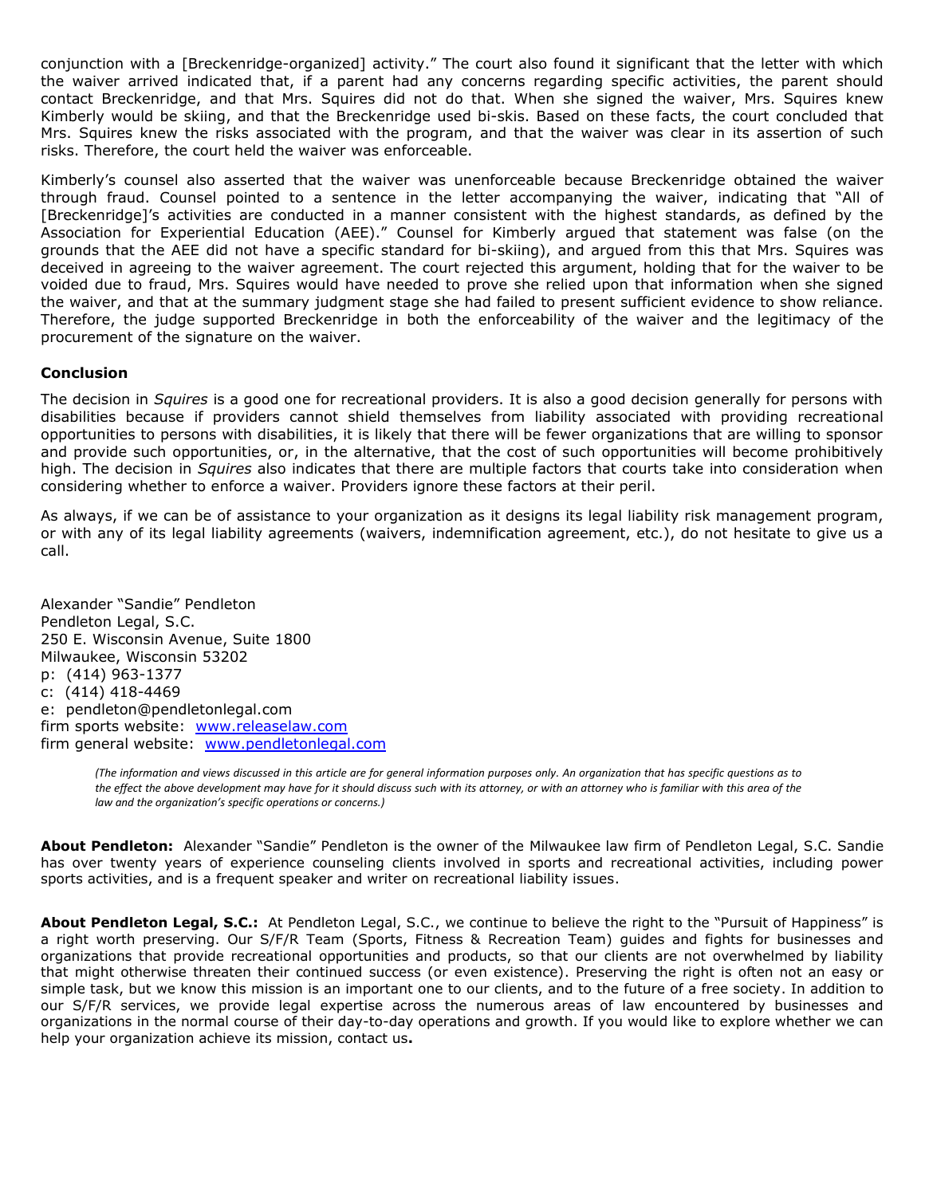conjunction with a [Breckenridge-organized] activity." The court also found it significant that the letter with which the waiver arrived indicated that, if a parent had any concerns regarding specific activities, the parent should contact Breckenridge, and that Mrs. Squires did not do that. When she signed the waiver, Mrs. Squires knew Kimberly would be skiing, and that the Breckenridge used bi-skis. Based on these facts, the court concluded that Mrs. Squires knew the risks associated with the program, and that the waiver was clear in its assertion of such risks. Therefore, the court held the waiver was enforceable.

Kimberly's counsel also asserted that the waiver was unenforceable because Breckenridge obtained the waiver through fraud. Counsel pointed to a sentence in the letter accompanying the waiver, indicating that "All of [Breckenridge]'s activities are conducted in a manner consistent with the highest standards, as defined by the Association for Experiential Education (AEE)." Counsel for Kimberly argued that statement was false (on the grounds that the AEE did not have a specific standard for bi-skiing), and argued from this that Mrs. Squires was deceived in agreeing to the waiver agreement. The court rejected this argument, holding that for the waiver to be voided due to fraud, Mrs. Squires would have needed to prove she relied upon that information when she signed the waiver, and that at the summary judgment stage she had failed to present sufficient evidence to show reliance. Therefore, the judge supported Breckenridge in both the enforceability of the waiver and the legitimacy of the procurement of the signature on the waiver.

**Conclusion**

The decision in *Squires* is a good one for recreational providers. It is also a good decision generally for persons with disabilities because if providers cannot shield themselves from liability associated with providing recreational opportunities to persons with disabilities, it is likely that there will be fewer organizations that are willing to sponsor and provide such opportunities, or, in the alternative, that the cost of such opportunities will become prohibitively high. The decision in *Squires* also indicates that there are multiple factors that courts take into consideration when considering whether to enforce a waiver. Providers ignore these factors at their peril.

As always, if we can be of assistance to your organization as it designs its legal liability risk management program, or with any of its legal liability agreements (waivers, indemnification agreement, etc.), do not hesitate to give us a call.

Alexander "Sandie" Pendleton
Pendleton Legal, S.C.
250 E. Wisconsin Avenue, Suite 1800
Milwaukee, Wisconsin 53202
p: (414) 963-1377
c: (414) 418-4469
e: pendleton@pendletonlegal.com
firm sports website: www.releaselaw.com
firm general website: www.pendletonlegal.com

*(The information and views discussed in this article are for general information purposes only. An organization that has specific questions as to the effect the above development may have for it should discuss such with its attorney, or with an attorney who is familiar with this area of the law and the organization's specific operations or concerns.)*

**About Pendleton:** Alexander "Sandie" Pendleton is the owner of the Milwaukee law firm of Pendleton Legal, S.C. Sandie has over twenty years of experience counseling clients involved in sports and recreational activities, including power sports activities, and is a frequent speaker and writer on recreational liability issues.

**About Pendleton Legal, S.C.:** At Pendleton Legal, S.C., we continue to believe the right to the "Pursuit of Happiness" is a right worth preserving. Our S/F/R Team (Sports, Fitness & Recreation Team) guides and fights for businesses and organizations that provide recreational opportunities and products, so that our clients are not overwhelmed by liability that might otherwise threaten their continued success (or even existence). Preserving the right is often not an easy or simple task, but we know this mission is an important one to our clients, and to the future of a free society. In addition to our S/F/R services, we provide legal expertise across the numerous areas of law encountered by businesses and organizations in the normal course of their day-to-day operations and growth. If you would like to explore whether we can help your organization achieve its mission, contact us**.**